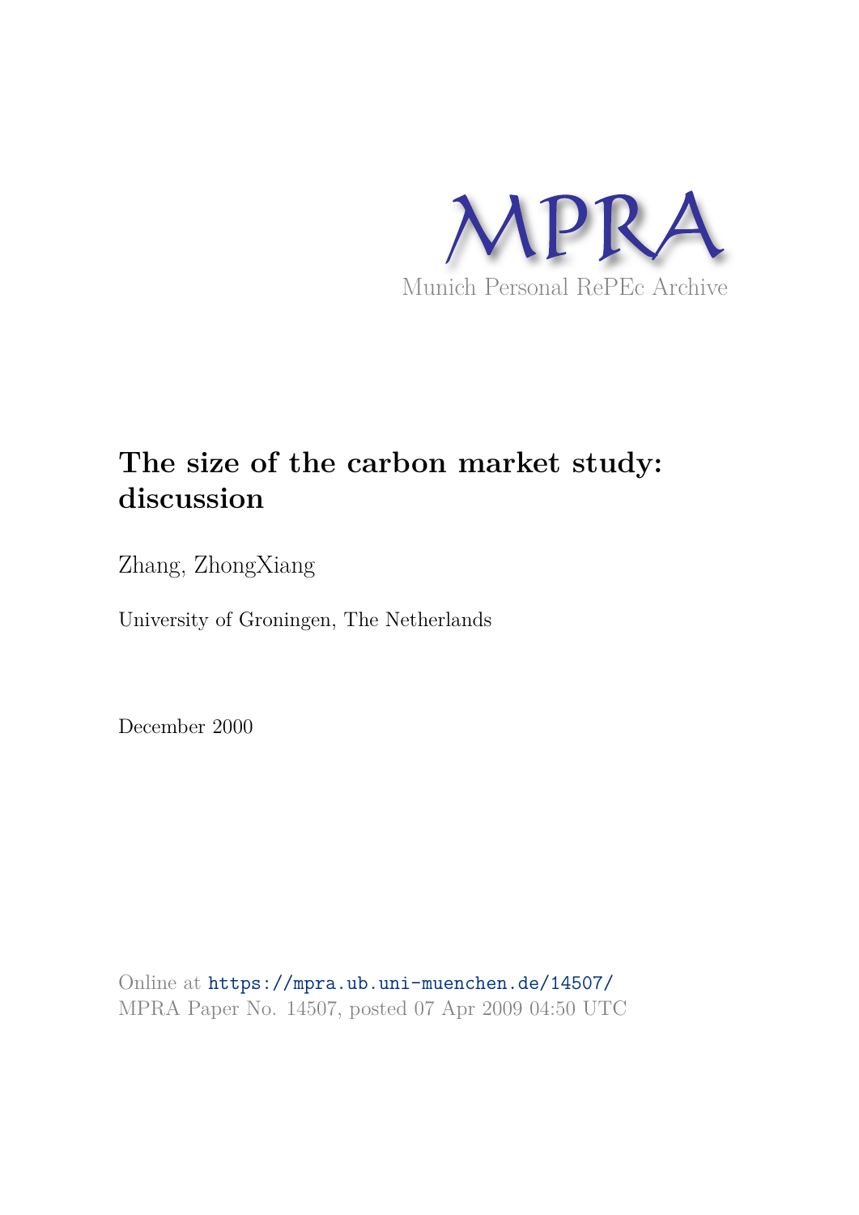MPRA

Munich Personal RePEc Archive

# The size of the carbon market study: discussion

Zhang, ZhongXiang

University of Groningen, The Netherlands

December 2000

Online at https://mpra.ub.uni-muenchen.de/14507/
MPRA Paper No. 14507, posted 07 Apr 2009 04:50 UTC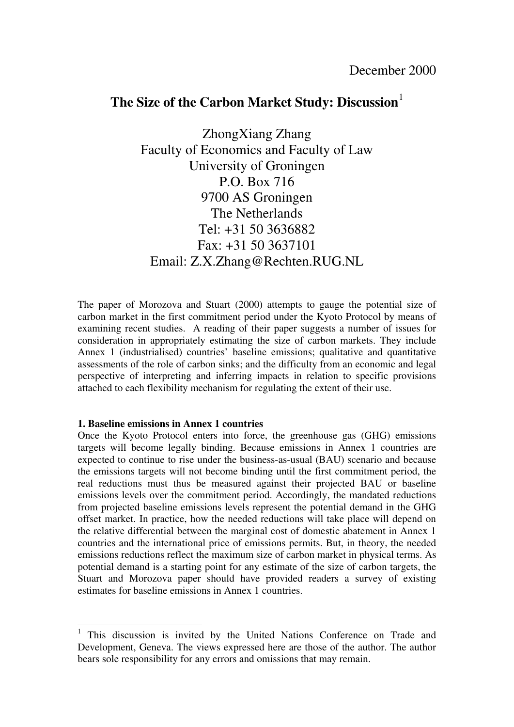December 2000

# The Size of the Carbon Market Study: Discussion[1]

ZhongXiang Zhang
Faculty of Economics and Faculty of Law
University of Groningen
P.O. Box 716
9700 AS Groningen
The Netherlands
Tel: +31 50 3636882
Fax: +31 50 3637101
Email: Z.X.Zhang@Rechten.RUG.NL

The paper of Morozova and Stuart (2000) attempts to gauge the potential size of carbon market in the first commitment period under the Kyoto Protocol by means of examining recent studies. A reading of their paper suggests a number of issues for consideration in appropriately estimating the size of carbon markets. They include Annex 1 (industrialised) countries' baseline emissions; qualitative and quantitative assessments of the role of carbon sinks; and the difficulty from an economic and legal perspective of interpreting and inferring impacts in relation to specific provisions attached to each flexibility mechanism for regulating the extent of their use.

**1. Baseline emissions in Annex 1 countries**

Once the Kyoto Protocol enters into force, the greenhouse gas (GHG) emissions targets will become legally binding. Because emissions in Annex 1 countries are expected to continue to rise under the business-as-usual (BAU) scenario and because the emissions targets will not become binding until the first commitment period, the real reductions must thus be measured against their projected BAU or baseline emissions levels over the commitment period. Accordingly, the mandated reductions from projected baseline emissions levels represent the potential demand in the GHG offset market. In practice, how the needed reductions will take place will depend on the relative differential between the marginal cost of domestic abatement in Annex 1 countries and the international price of emissions permits. But, in theory, the needed emissions reductions reflect the maximum size of carbon market in physical terms. As potential demand is a starting point for any estimate of the size of carbon targets, the Stuart and Morozova paper should have provided readers a survey of existing estimates for baseline emissions in Annex 1 countries.

[1] This discussion is invited by the United Nations Conference on Trade and Development, Geneva. The views expressed here are those of the author. The author bears sole responsibility for any errors and omissions that may remain.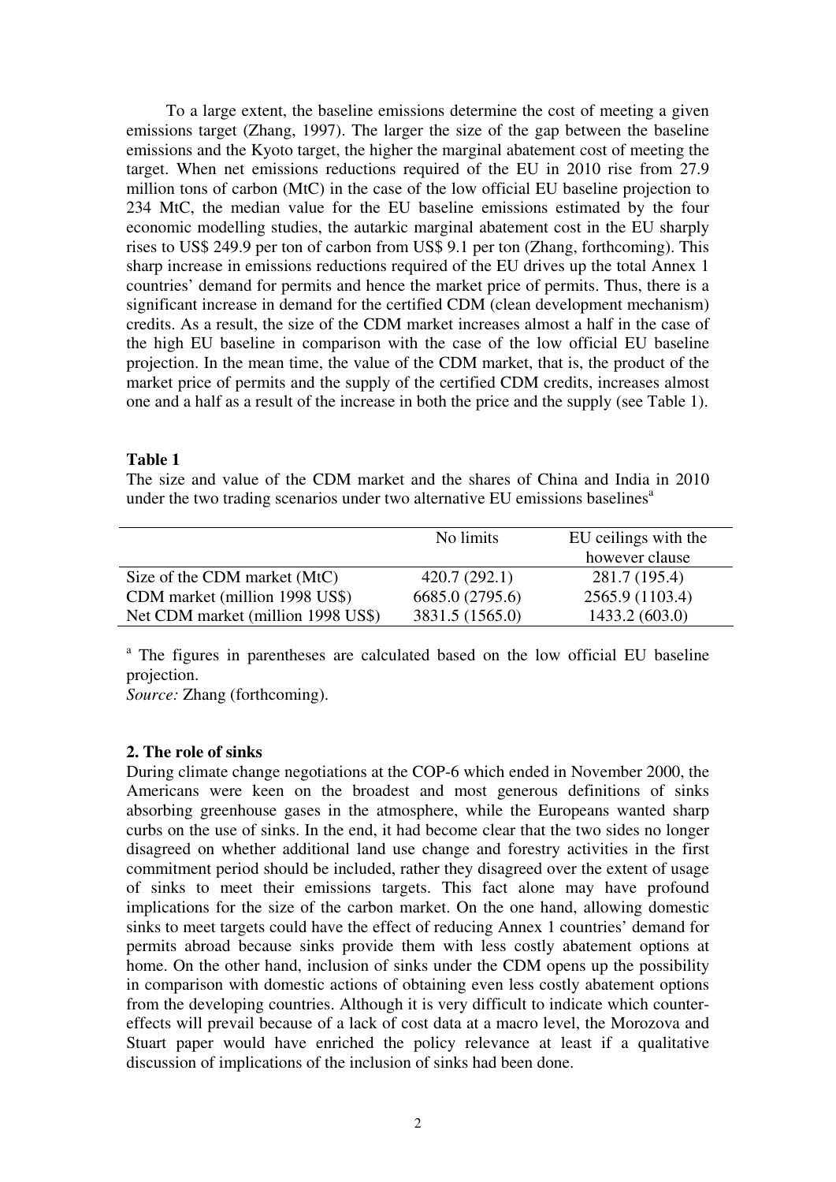To a large extent, the baseline emissions determine the cost of meeting a given emissions target (Zhang, 1997). The larger the size of the gap between the baseline emissions and the Kyoto target, the higher the marginal abatement cost of meeting the target. When net emissions reductions required of the EU in 2010 rise from 27.9 million tons of carbon (MtC) in the case of the low official EU baseline projection to 234 MtC, the median value for the EU baseline emissions estimated by the four economic modelling studies, the autarkic marginal abatement cost in the EU sharply rises to US$ 249.9 per ton of carbon from US$ 9.1 per ton (Zhang, forthcoming). This sharp increase in emissions reductions required of the EU drives up the total Annex 1 countries' demand for permits and hence the market price of permits. Thus, there is a significant increase in demand for the certified CDM (clean development mechanism) credits. As a result, the size of the CDM market increases almost a half in the case of the high EU baseline in comparison with the case of the low official EU baseline projection. In the mean time, the value of the CDM market, that is, the product of the market price of permits and the supply of the certified CDM credits, increases almost one and a half as a result of the increase in both the price and the supply (see Table 1).

**Table 1**

The size and value of the CDM market and the shares of China and India in 2010 under the two trading scenarios under two alternative EU emissions baselines[a]

| | No limits | EU ceilings with the however clause |
|---|---|---|
| Size of the CDM market (MtC) | 420.7 (292.1) | 281.7 (195.4) |
| CDM market (million 1998 US$) | 6685.0 (2795.6) | 2565.9 (1103.4) |
| Net CDM market (million 1998 US$) | 3831.5 (1565.0) | 1433.2 (603.0) |

[a] The figures in parentheses are calculated based on the low official EU baseline projection.

*Source:* Zhang (forthcoming).

## 2. The role of sinks

During climate change negotiations at the COP-6 which ended in November 2000, the Americans were keen on the broadest and most generous definitions of sinks absorbing greenhouse gases in the atmosphere, while the Europeans wanted sharp curbs on the use of sinks. In the end, it had become clear that the two sides no longer disagreed on whether additional land use change and forestry activities in the first commitment period should be included, rather they disagreed over the extent of usage of sinks to meet their emissions targets. This fact alone may have profound implications for the size of the carbon market. On the one hand, allowing domestic sinks to meet targets could have the effect of reducing Annex 1 countries' demand for permits abroad because sinks provide them with less costly abatement options at home. On the other hand, inclusion of sinks under the CDM opens up the possibility in comparison with domestic actions of obtaining even less costly abatement options from the developing countries. Although it is very difficult to indicate which counter-effects will prevail because of a lack of cost data at a macro level, the Morozova and Stuart paper would have enriched the policy relevance at least if a qualitative discussion of implications of the inclusion of sinks had been done.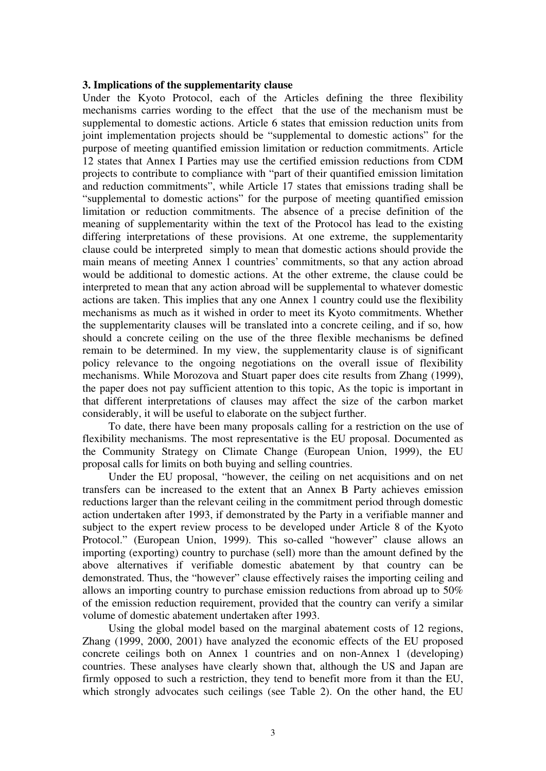### 3. Implications of the supplementarity clause

Under the Kyoto Protocol, each of the Articles defining the three flexibility mechanisms carries wording to the effect that the use of the mechanism must be supplemental to domestic actions. Article 6 states that emission reduction units from joint implementation projects should be "supplemental to domestic actions" for the purpose of meeting quantified emission limitation or reduction commitments. Article 12 states that Annex I Parties may use the certified emission reductions from CDM projects to contribute to compliance with "part of their quantified emission limitation and reduction commitments", while Article 17 states that emissions trading shall be "supplemental to domestic actions" for the purpose of meeting quantified emission limitation or reduction commitments. The absence of a precise definition of the meaning of supplementarity within the text of the Protocol has lead to the existing differing interpretations of these provisions. At one extreme, the supplementarity clause could be interpreted simply to mean that domestic actions should provide the main means of meeting Annex 1 countries' commitments, so that any action abroad would be additional to domestic actions. At the other extreme, the clause could be interpreted to mean that any action abroad will be supplemental to whatever domestic actions are taken. This implies that any one Annex 1 country could use the flexibility mechanisms as much as it wished in order to meet its Kyoto commitments. Whether the supplementarity clauses will be translated into a concrete ceiling, and if so, how should a concrete ceiling on the use of the three flexible mechanisms be defined remain to be determined. In my view, the supplementarity clause is of significant policy relevance to the ongoing negotiations on the overall issue of flexibility mechanisms. While Morozova and Stuart paper does cite results from Zhang (1999), the paper does not pay sufficient attention to this topic, As the topic is important in that different interpretations of clauses may affect the size of the carbon market considerably, it will be useful to elaborate on the subject further.

To date, there have been many proposals calling for a restriction on the use of flexibility mechanisms. The most representative is the EU proposal. Documented as the Community Strategy on Climate Change (European Union, 1999), the EU proposal calls for limits on both buying and selling countries.

Under the EU proposal, "however, the ceiling on net acquisitions and on net transfers can be increased to the extent that an Annex B Party achieves emission reductions larger than the relevant ceiling in the commitment period through domestic action undertaken after 1993, if demonstrated by the Party in a verifiable manner and subject to the expert review process to be developed under Article 8 of the Kyoto Protocol." (European Union, 1999). This so-called "however" clause allows an importing (exporting) country to purchase (sell) more than the amount defined by the above alternatives if verifiable domestic abatement by that country can be demonstrated. Thus, the "however" clause effectively raises the importing ceiling and allows an importing country to purchase emission reductions from abroad up to 50% of the emission reduction requirement, provided that the country can verify a similar volume of domestic abatement undertaken after 1993.

Using the global model based on the marginal abatement costs of 12 regions, Zhang (1999, 2000, 2001) have analyzed the economic effects of the EU proposed concrete ceilings both on Annex 1 countries and on non-Annex 1 (developing) countries. These analyses have clearly shown that, although the US and Japan are firmly opposed to such a restriction, they tend to benefit more from it than the EU, which strongly advocates such ceilings (see Table 2). On the other hand, the EU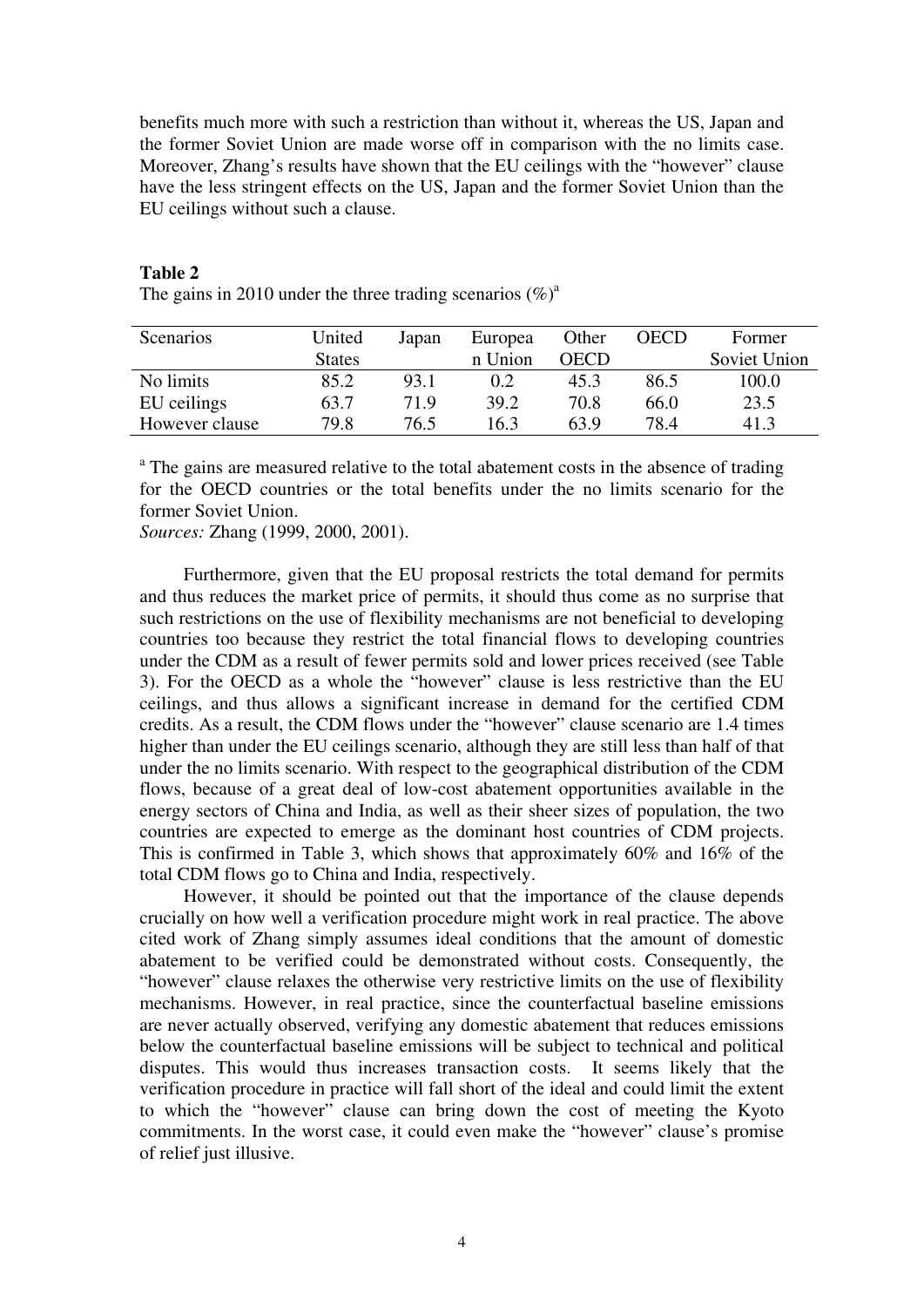benefits much more with such a restriction than without it, whereas the US, Japan and the former Soviet Union are made worse off in comparison with the no limits case. Moreover, Zhang's results have shown that the EU ceilings with the "however" clause have the less stringent effects on the US, Japan and the former Soviet Union than the EU ceilings without such a clause.

**Table 2**

The gains in 2010 under the three trading scenarios (%)[a]

| Scenarios | United States | Japan | European Union | Other OECD | OECD | Former Soviet Union |
|---|---|---|---|---|---|---|
| No limits | 85.2 | 93.1 | 0.2 | 45.3 | 86.5 | 100.0 |
| EU ceilings | 63.7 | 71.9 | 39.2 | 70.8 | 66.0 | 23.5 |
| However clause | 79.8 | 76.5 | 16.3 | 63.9 | 78.4 | 41.3 |

[a] The gains are measured relative to the total abatement costs in the absence of trading for the OECD countries or the total benefits under the no limits scenario for the former Soviet Union.

*Sources:* Zhang (1999, 2000, 2001).

Furthermore, given that the EU proposal restricts the total demand for permits and thus reduces the market price of permits, it should thus come as no surprise that such restrictions on the use of flexibility mechanisms are not beneficial to developing countries too because they restrict the total financial flows to developing countries under the CDM as a result of fewer permits sold and lower prices received (see Table 3). For the OECD as a whole the "however" clause is less restrictive than the EU ceilings, and thus allows a significant increase in demand for the certified CDM credits. As a result, the CDM flows under the "however" clause scenario are 1.4 times higher than under the EU ceilings scenario, although they are still less than half of that under the no limits scenario. With respect to the geographical distribution of the CDM flows, because of a great deal of low-cost abatement opportunities available in the energy sectors of China and India, as well as their sheer sizes of population, the two countries are expected to emerge as the dominant host countries of CDM projects. This is confirmed in Table 3, which shows that approximately 60% and 16% of the total CDM flows go to China and India, respectively.

However, it should be pointed out that the importance of the clause depends crucially on how well a verification procedure might work in real practice. The above cited work of Zhang simply assumes ideal conditions that the amount of domestic abatement to be verified could be demonstrated without costs. Consequently, the "however" clause relaxes the otherwise very restrictive limits on the use of flexibility mechanisms. However, in real practice, since the counterfactual baseline emissions are never actually observed, verifying any domestic abatement that reduces emissions below the counterfactual baseline emissions will be subject to technical and political disputes. This would thus increases transaction costs. It seems likely that the verification procedure in practice will fall short of the ideal and could limit the extent to which the "however" clause can bring down the cost of meeting the Kyoto commitments. In the worst case, it could even make the "however" clause's promise of relief just illusive.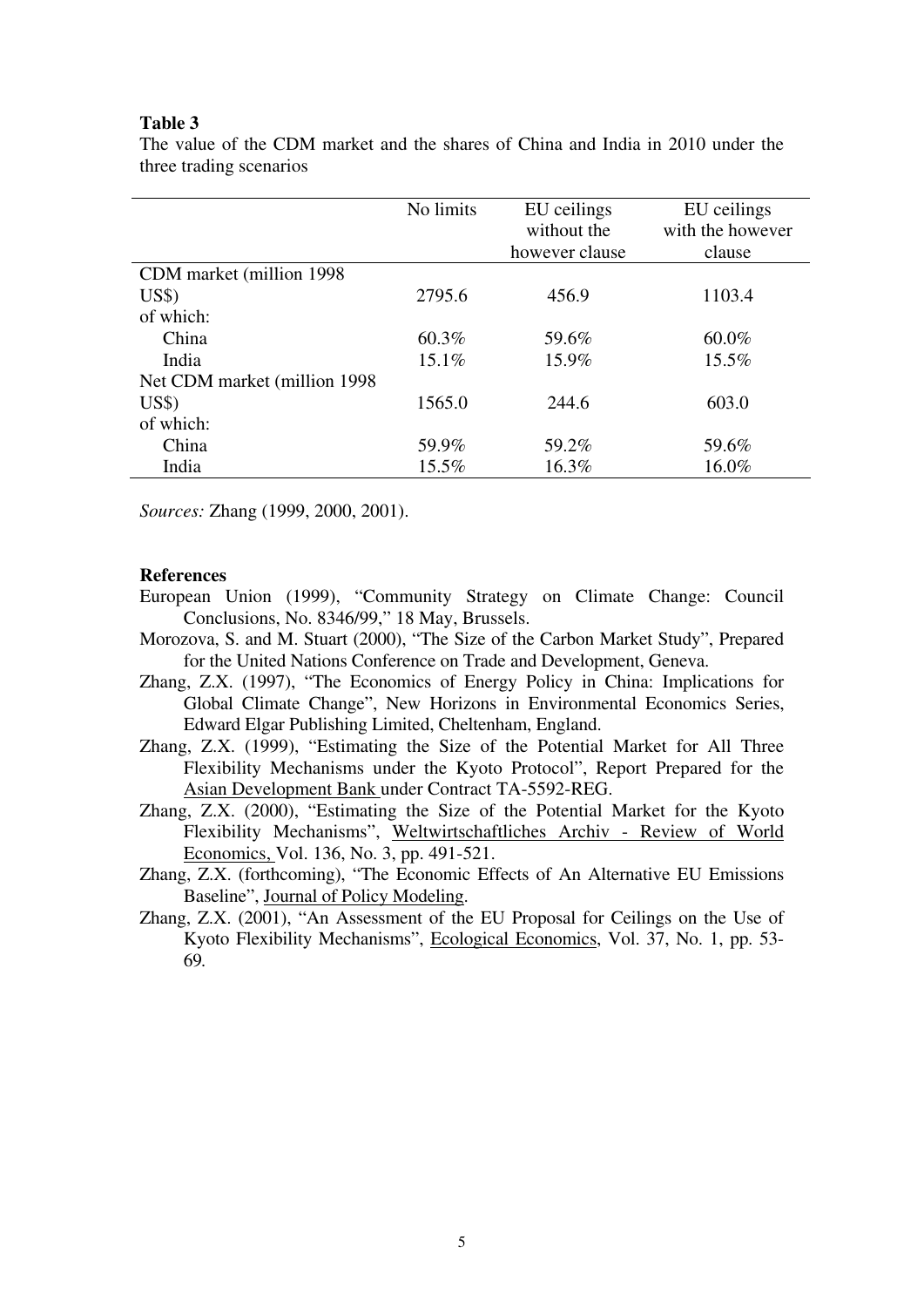**Table 3**

The value of the CDM market and the shares of China and India in 2010 under the three trading scenarios

| | No limits | EU ceilings without the however clause | EU ceilings with the however clause |
|---|---|---|---|
| CDM market (million 1998 US$) | 2795.6 | 456.9 | 1103.4 |
| of which: | | | |
| China | 60.3% | 59.6% | 60.0% |
| India | 15.1% | 15.9% | 15.5% |
| Net CDM market (million 1998 US$) | 1565.0 | 244.6 | 603.0 |
| of which: | | | |
| China | 59.9% | 59.2% | 59.6% |
| India | 15.5% | 16.3% | 16.0% |

*Sources:* Zhang (1999, 2000, 2001).

**References**

European Union (1999), "Community Strategy on Climate Change: Council Conclusions, No. 8346/99," 18 May, Brussels.

Morozova, S. and M. Stuart (2000), "The Size of the Carbon Market Study", Prepared for the United Nations Conference on Trade and Development, Geneva.

Zhang, Z.X. (1997), "The Economics of Energy Policy in China: Implications for Global Climate Change", New Horizons in Environmental Economics Series, Edward Elgar Publishing Limited, Cheltenham, England.

Zhang, Z.X. (1999), "Estimating the Size of the Potential Market for All Three Flexibility Mechanisms under the Kyoto Protocol", Report Prepared for the Asian Development Bank under Contract TA-5592-REG.

Zhang, Z.X. (2000), "Estimating the Size of the Potential Market for the Kyoto Flexibility Mechanisms", Weltwirtschaftliches Archiv - Review of World Economics, Vol. 136, No. 3, pp. 491-521.

Zhang, Z.X. (forthcoming), "The Economic Effects of An Alternative EU Emissions Baseline", Journal of Policy Modeling.

Zhang, Z.X. (2001), "An Assessment of the EU Proposal for Ceilings on the Use of Kyoto Flexibility Mechanisms", Ecological Economics, Vol. 37, No. 1, pp. 53-69.